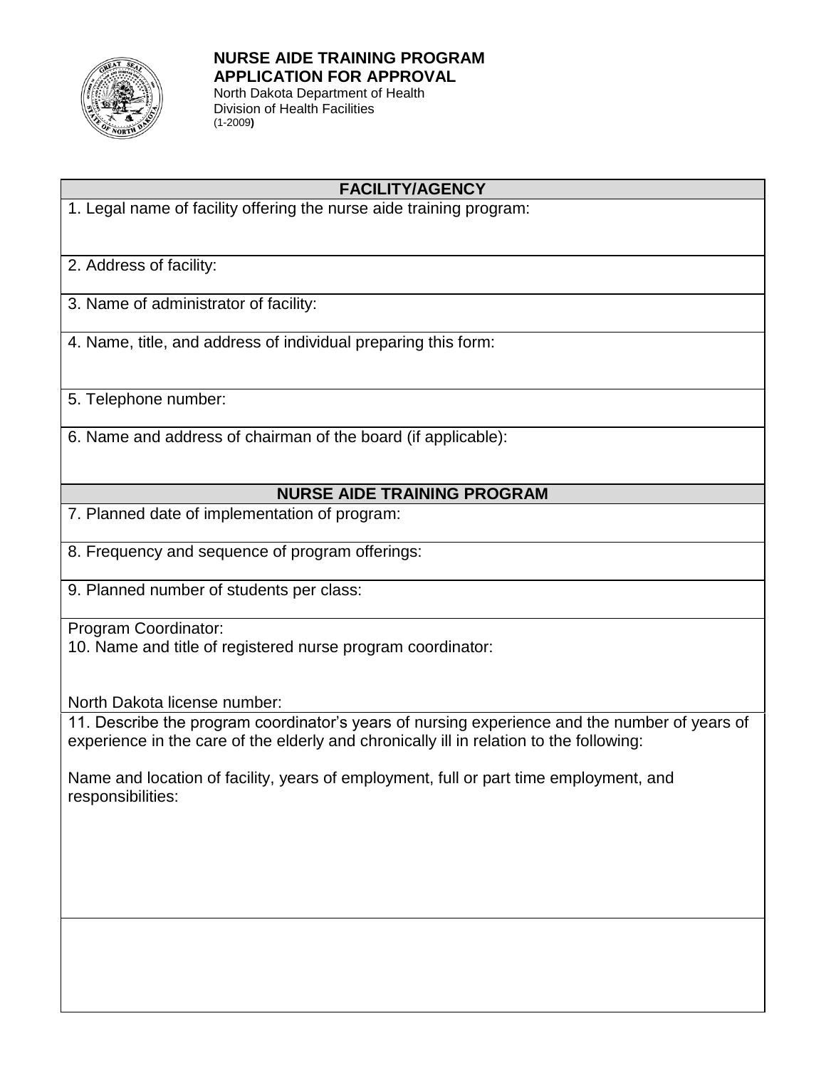# NURSE AIDE TRAINING PROGRAM APPLICATION FOR APPROVAL

North Dakota Department of Health
Division of Health Facilities
(1-2009)

| FACILITY/AGENCY |
|---|
| 1. Legal name of facility offering the nurse aide training program: |
| 2. Address of facility: |
| 3. Name of administrator of facility: |
| 4. Name, title, and address of individual preparing this form: |
| 5. Telephone number: |
| 6. Name and address of chairman of the board (if applicable): |
| **NURSE AIDE TRAINING PROGRAM** |
| 7. Planned date of implementation of program: |
| 8. Frequency and sequence of program offerings: |
| 9. Planned number of students per class: |
| Program Coordinator:<br>10. Name and title of registered nurse program coordinator:<br><br>North Dakota license number: |
| 11. Describe the program coordinator's years of nursing experience and the number of years of experience in the care of the elderly and chronically ill in relation to the following:<br><br>Name and location of facility, years of employment, full or part time employment, and responsibilities: |
| |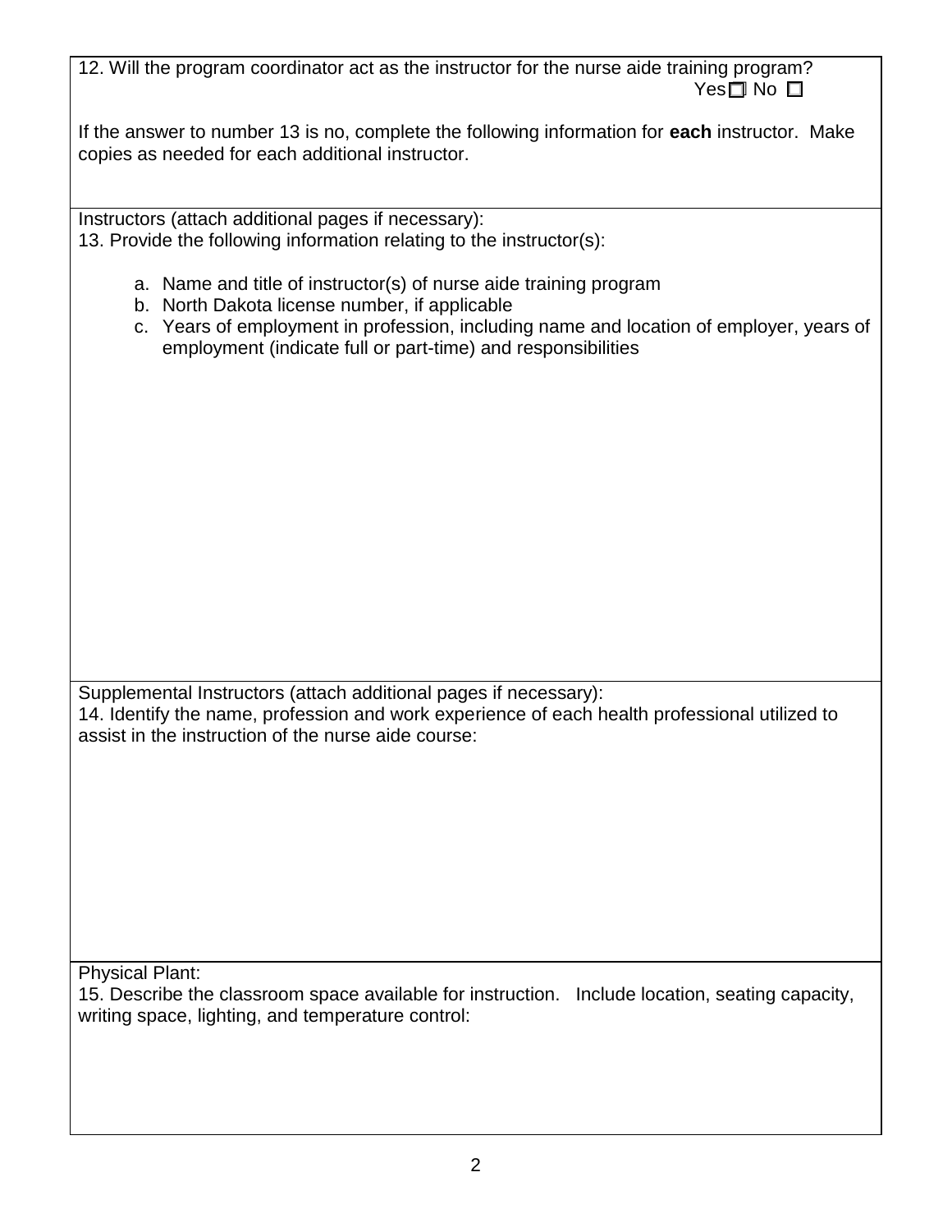12. Will the program coordinator act as the instructor for the nurse aide training program?

Yes ☐ No ☐

If the answer to number 13 is no, complete the following information for **each** instructor. Make copies as needed for each additional instructor.

Instructors (attach additional pages if necessary):

13. Provide the following information relating to the instructor(s):

a. Name and title of instructor(s) of nurse aide training program
b. North Dakota license number, if applicable
c. Years of employment in profession, including name and location of employer, years of employment (indicate full or part-time) and responsibilities

Supplemental Instructors (attach additional pages if necessary):

14. Identify the name, profession and work experience of each health professional utilized to assist in the instruction of the nurse aide course:

Physical Plant:

15. Describe the classroom space available for instruction. Include location, seating capacity, writing space, lighting, and temperature control: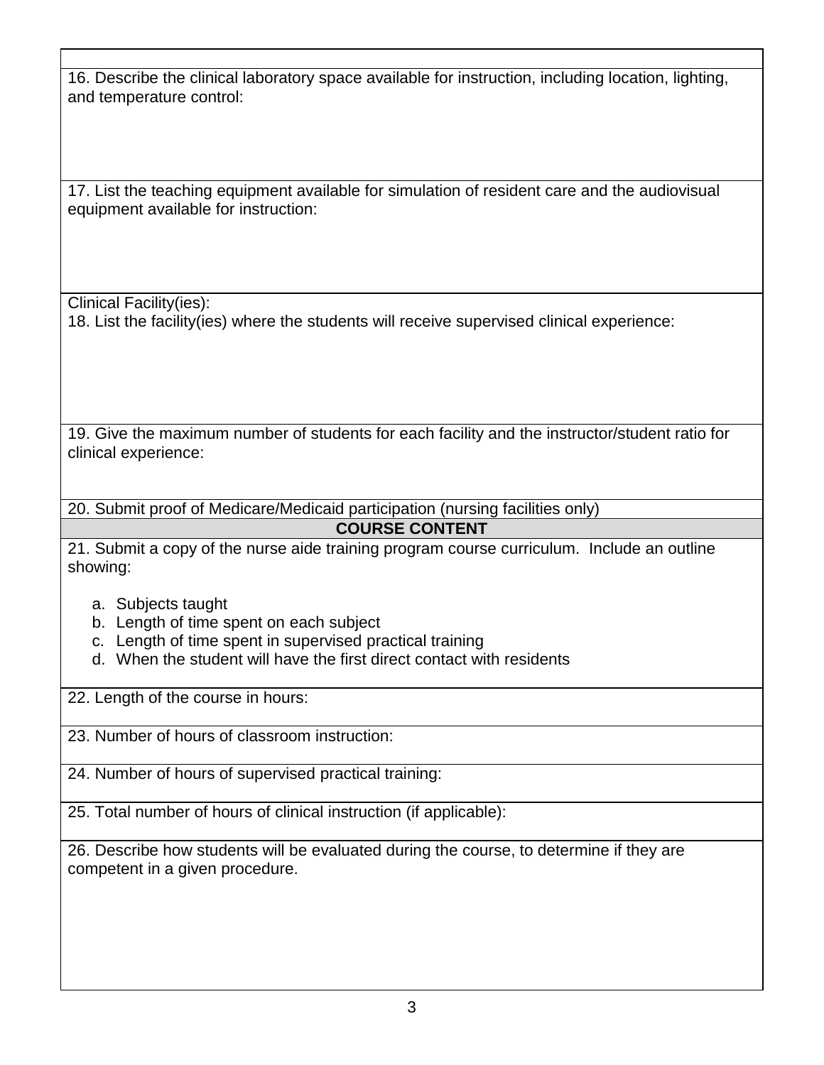16. Describe the clinical laboratory space available for instruction, including location, lighting, and temperature control:

17. List the teaching equipment available for simulation of resident care and the audiovisual equipment available for instruction:

Clinical Facility(ies):

18. List the facility(ies) where the students will receive supervised clinical experience:

19. Give the maximum number of students for each facility and the instructor/student ratio for clinical experience:

20. Submit proof of Medicare/Medicaid participation (nursing facilities only)

## COURSE CONTENT

21. Submit a copy of the nurse aide training program course curriculum. Include an outline showing:

a. Subjects taught
b. Length of time spent on each subject
c. Length of time spent in supervised practical training
d. When the student will have the first direct contact with residents

22. Length of the course in hours:

23. Number of hours of classroom instruction:

24. Number of hours of supervised practical training:

25. Total number of hours of clinical instruction (if applicable):

26. Describe how students will be evaluated during the course, to determine if they are competent in a given procedure.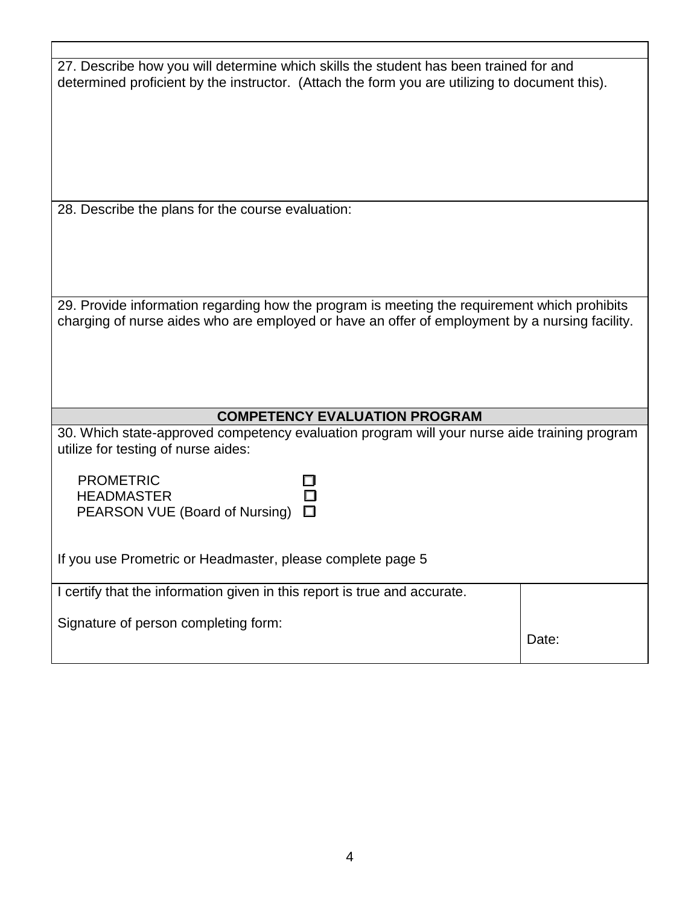27. Describe how you will determine which skills the student has been trained for and determined proficient by the instructor. (Attach the form you are utilizing to document this).

28. Describe the plans for the course evaluation:

29. Provide information regarding how the program is meeting the requirement which prohibits charging of nurse aides who are employed or have an offer of employment by a nursing facility.

## COMPETENCY EVALUATION PROGRAM

30. Which state-approved competency evaluation program will your nurse aide training program utilize for testing of nurse aides:

- PROMETRIC ☐
- HEADMASTER ☐
- PEARSON VUE (Board of Nursing) ☐

If you use Prometric or Headmaster, please complete page 5

| I certify that the information given in this report is true and accurate.<br><br>Signature of person completing form: | Date: |
|---|---|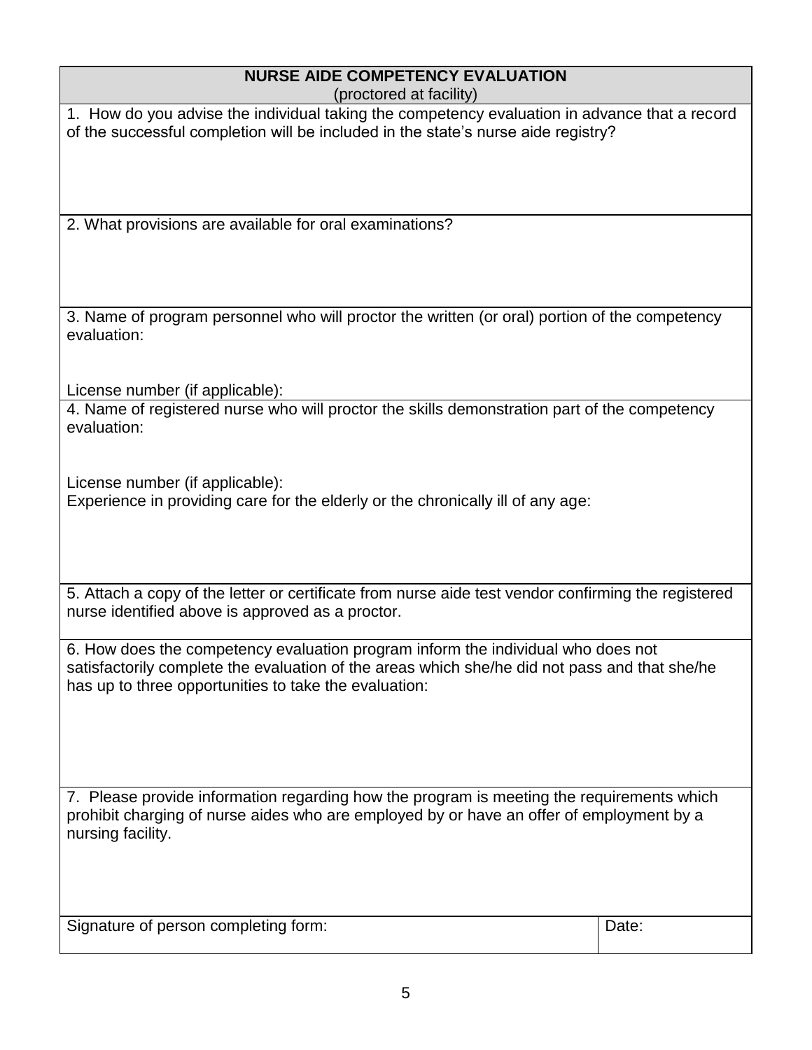## NURSE AIDE COMPETENCY EVALUATION

(proctored at facility)

1. How do you advise the individual taking the competency evaluation in advance that a record of the successful completion will be included in the state's nurse aide registry?

2. What provisions are available for oral examinations?

3. Name of program personnel who will proctor the written (or oral) portion of the competency evaluation:

License number (if applicable):

4. Name of registered nurse who will proctor the skills demonstration part of the competency evaluation:

License number (if applicable):

Experience in providing care for the elderly or the chronically ill of any age:

5. Attach a copy of the letter or certificate from nurse aide test vendor confirming the registered nurse identified above is approved as a proctor.

6. How does the competency evaluation program inform the individual who does not satisfactorily complete the evaluation of the areas which she/he did not pass and that she/he has up to three opportunities to take the evaluation:

7. Please provide information regarding how the program is meeting the requirements which prohibit charging of nurse aides who are employed by or have an offer of employment by a nursing facility.

| | |
|---|---|
| Signature of person completing form: | Date: |